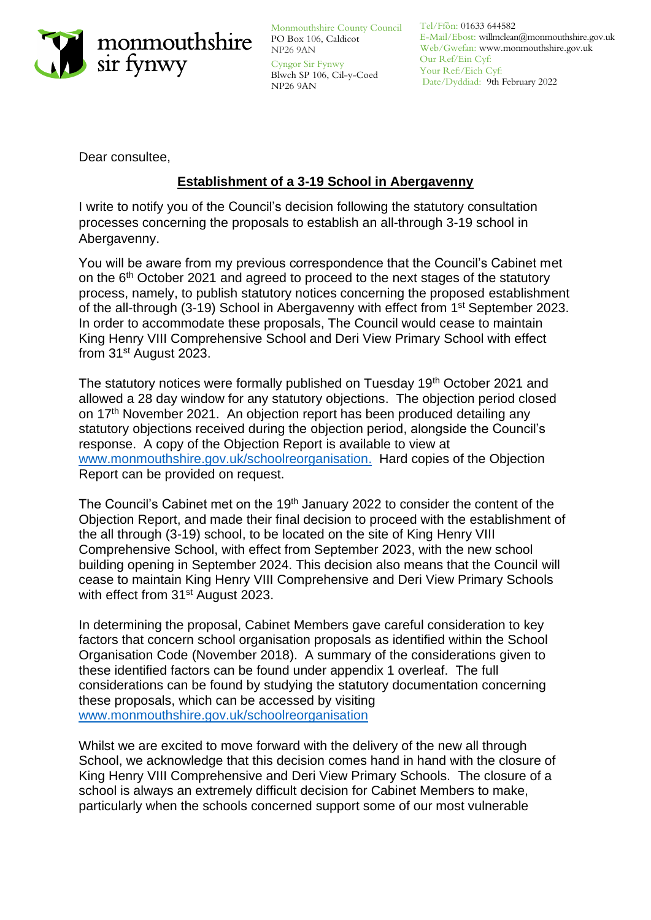monmouthshire
sir fynwy

Monmouthshire County Council
PO Box 106, Caldicot
NP26 9AN

Cyngor Sir Fynwy
Blwch SP 106, Cil-y-Coed
NP26 9AN

Tel/Ffôn: 01633 644582
E-Mail/Ebost: willmclean@monmouthshire.gov.uk
Web/Gwefan: www.monmouthshire.gov.uk
Our Ref/Ein Cyf:
Your Ref:/Eich Cyf:
Date/Dyddiad: 9th February 2022

Dear consultee,

**Establishment of a 3-19 School in Abergavenny**

I write to notify you of the Council's decision following the statutory consultation processes concerning the proposals to establish an all-through 3-19 school in Abergavenny.

You will be aware from my previous correspondence that the Council's Cabinet met on the 6th October 2021 and agreed to proceed to the next stages of the statutory process, namely, to publish statutory notices concerning the proposed establishment of the all-through (3-19) School in Abergavenny with effect from 1st September 2023. In order to accommodate these proposals, The Council would cease to maintain King Henry VIII Comprehensive School and Deri View Primary School with effect from 31st August 2023.

The statutory notices were formally published on Tuesday 19th October 2021 and allowed a 28 day window for any statutory objections. The objection period closed on 17th November 2021. An objection report has been produced detailing any statutory objections received during the objection period, alongside the Council's response. A copy of the Objection Report is available to view at www.monmouthshire.gov.uk/schoolreorganisation. Hard copies of the Objection Report can be provided on request.

The Council's Cabinet met on the 19th January 2022 to consider the content of the Objection Report, and made their final decision to proceed with the establishment of the all through (3-19) school, to be located on the site of King Henry VIII Comprehensive School, with effect from September 2023, with the new school building opening in September 2024. This decision also means that the Council will cease to maintain King Henry VIII Comprehensive and Deri View Primary Schools with effect from 31st August 2023.

In determining the proposal, Cabinet Members gave careful consideration to key factors that concern school organisation proposals as identified within the School Organisation Code (November 2018). A summary of the considerations given to these identified factors can be found under appendix 1 overleaf. The full considerations can be found by studying the statutory documentation concerning these proposals, which can be accessed by visiting www.monmouthshire.gov.uk/schoolreorganisation

Whilst we are excited to move forward with the delivery of the new all through School, we acknowledge that this decision comes hand in hand with the closure of King Henry VIII Comprehensive and Deri View Primary Schools. The closure of a school is always an extremely difficult decision for Cabinet Members to make, particularly when the schools concerned support some of our most vulnerable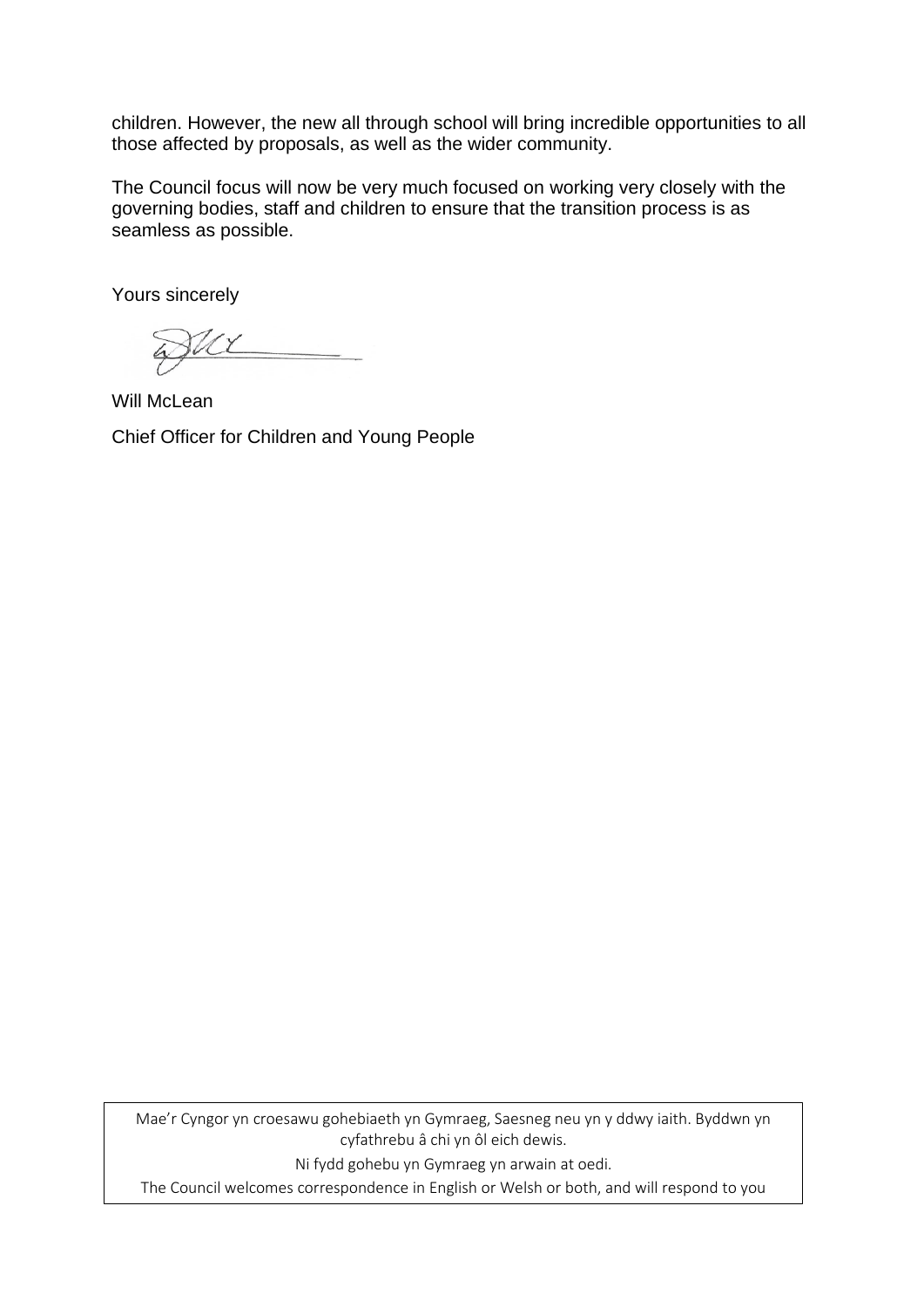children. However, the new all through school will bring incredible opportunities to all those affected by proposals, as well as the wider community.

The Council focus will now be very much focused on working very closely with the governing bodies, staff and children to ensure that the transition process is as seamless as possible.

Yours sincerely

Will McLean

Chief Officer for Children and Young People

Mae'r Cyngor yn croesawu gohebiaeth yn Gymraeg, Saesneg neu yn y ddwy iaith. Byddwn yn cyfathrebu â chi yn ôl eich dewis.

Ni fydd gohebu yn Gymraeg yn arwain at oedi.

The Council welcomes correspondence in English or Welsh or both, and will respond to you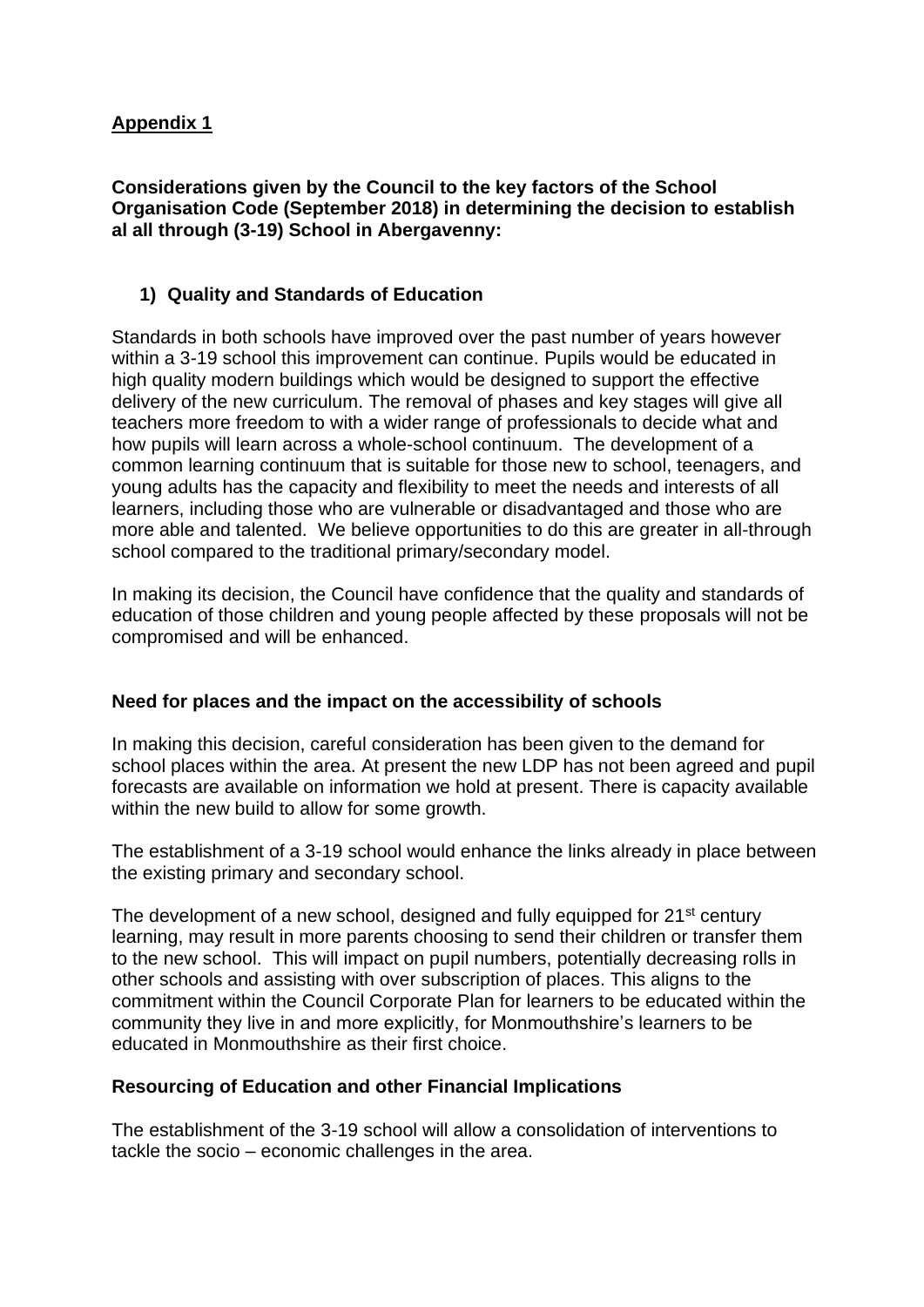## Appendix 1

**Considerations given by the Council to the key factors of the School Organisation Code (September 2018) in determining the decision to establish al all through (3-19) School in Abergavenny:**

### 1) Quality and Standards of Education

Standards in both schools have improved over the past number of years however within a 3-19 school this improvement can continue. Pupils would be educated in high quality modern buildings which would be designed to support the effective delivery of the new curriculum. The removal of phases and key stages will give all teachers more freedom to with a wider range of professionals to decide what and how pupils will learn across a whole-school continuum. The development of a common learning continuum that is suitable for those new to school, teenagers, and young adults has the capacity and flexibility to meet the needs and interests of all learners, including those who are vulnerable or disadvantaged and those who are more able and talented. We believe opportunities to do this are greater in all-through school compared to the traditional primary/secondary model.

In making its decision, the Council have confidence that the quality and standards of education of those children and young people affected by these proposals will not be compromised and will be enhanced.

### Need for places and the impact on the accessibility of schools

In making this decision, careful consideration has been given to the demand for school places within the area. At present the new LDP has not been agreed and pupil forecasts are available on information we hold at present. There is capacity available within the new build to allow for some growth.

The establishment of a 3-19 school would enhance the links already in place between the existing primary and secondary school.

The development of a new school, designed and fully equipped for 21st century learning, may result in more parents choosing to send their children or transfer them to the new school. This will impact on pupil numbers, potentially decreasing rolls in other schools and assisting with over subscription of places. This aligns to the commitment within the Council Corporate Plan for learners to be educated within the community they live in and more explicitly, for Monmouthshire's learners to be educated in Monmouthshire as their first choice.

### Resourcing of Education and other Financial Implications

The establishment of the 3-19 school will allow a consolidation of interventions to tackle the socio – economic challenges in the area.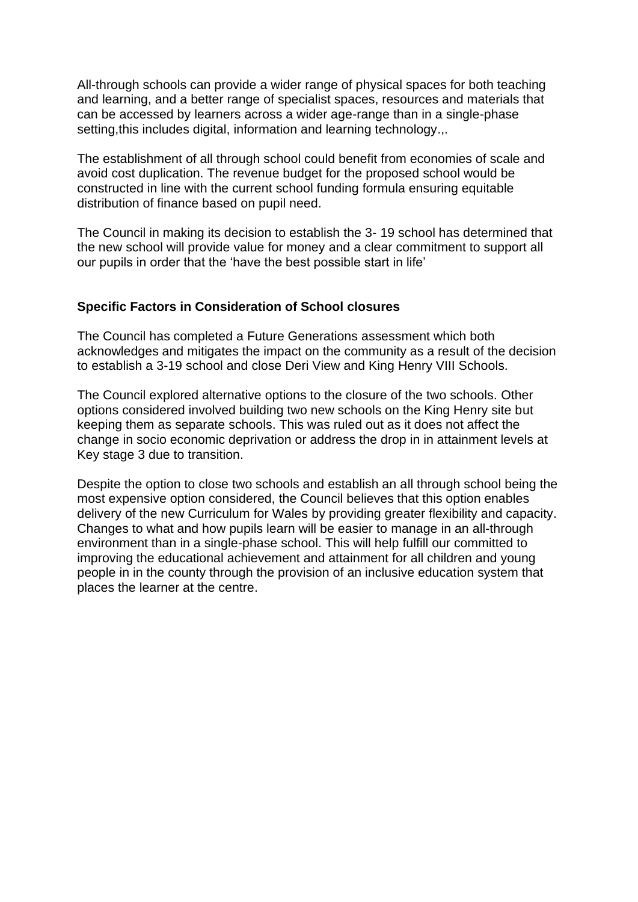All-through schools can provide a wider range of physical spaces for both teaching and learning, and a better range of specialist spaces, resources and materials that can be accessed by learners across a wider age-range than in a single-phase setting,this includes digital, information and learning technology.,.

The establishment of all through school could benefit from economies of scale and avoid cost duplication. The revenue budget for the proposed school would be constructed in line with the current school funding formula ensuring equitable distribution of finance based on pupil need.

The Council in making its decision to establish the 3- 19 school has determined that the new school will provide value for money and a clear commitment to support all our pupils in order that the 'have the best possible start in life'

**Specific Factors in Consideration of School closures**

The Council has completed a Future Generations assessment which both acknowledges and mitigates the impact on the community as a result of the decision to establish a 3-19 school and close Deri View and King Henry VIII Schools.

The Council explored alternative options to the closure of the two schools. Other options considered involved building two new schools on the King Henry site but keeping them as separate schools. This was ruled out as it does not affect the change in socio economic deprivation or address the drop in in attainment levels at Key stage 3 due to transition.

Despite the option to close two schools and establish an all through school being the most expensive option considered, the Council believes that this option enables delivery of the new Curriculum for Wales by providing greater flexibility and capacity. Changes to what and how pupils learn will be easier to manage in an all-through environment than in a single-phase school. This will help fulfill our committed to improving the educational achievement and attainment for all children and young people in in the county through the provision of an inclusive education system that places the learner at the centre.